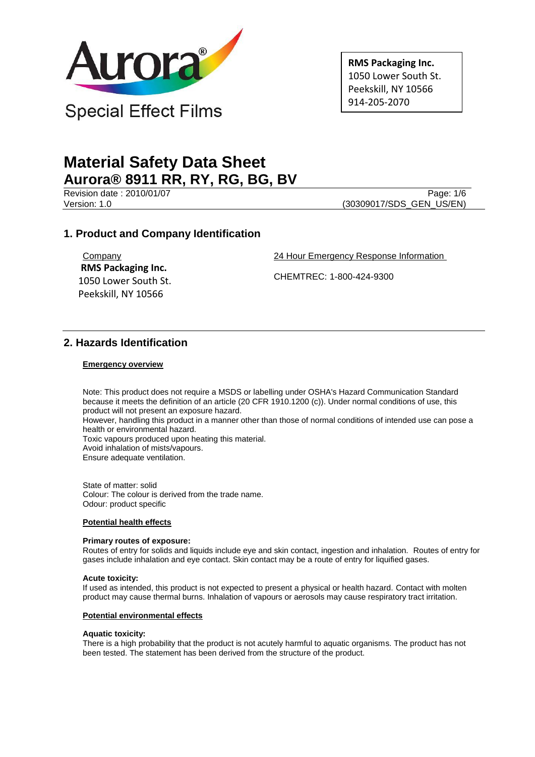Aurora®

Special Effect Films

**RMS Packaging Inc.**
1050 Lower South St.
Peekskill, NY 10566
914-205-2070

# Material Safety Data Sheet
## Aurora® 8911 RR, RY, RG, BG, BV

Revision date : 2010/01/07
Version: 1.0
(30309017/SDS_GEN_US/EN)

## 1. Product and Company Identification

Company
**RMS Packaging Inc.**
1050 Lower South St.
Peekskill, NY 10566

24 Hour Emergency Response Information

CHEMTREC: 1-800-424-9300

## 2. Hazards Identification

**Emergency overview**

Note: This product does not require a MSDS or labelling under OSHA's Hazard Communication Standard because it meets the definition of an article (20 CFR 1910.1200 (c)). Under normal conditions of use, this product will not present an exposure hazard.
However, handling this product in a manner other than those of normal conditions of intended use can pose a health or environmental hazard.
Toxic vapours produced upon heating this material.
Avoid inhalation of mists/vapours.
Ensure adequate ventilation.

State of matter: solid
Colour: The colour is derived from the trade name.
Odour: product specific

**Potential health effects**

**Primary routes of exposure:**
Routes of entry for solids and liquids include eye and skin contact, ingestion and inhalation. Routes of entry for gases include inhalation and eye contact. Skin contact may be a route of entry for liquified gases.

**Acute toxicity:**
If used as intended, this product is not expected to present a physical or health hazard. Contact with molten product may cause thermal burns. Inhalation of vapours or aerosols may cause respiratory tract irritation.

**Potential environmental effects**

**Aquatic toxicity:**
There is a high probability that the product is not acutely harmful to aquatic organisms. The product has not been tested. The statement has been derived from the structure of the product.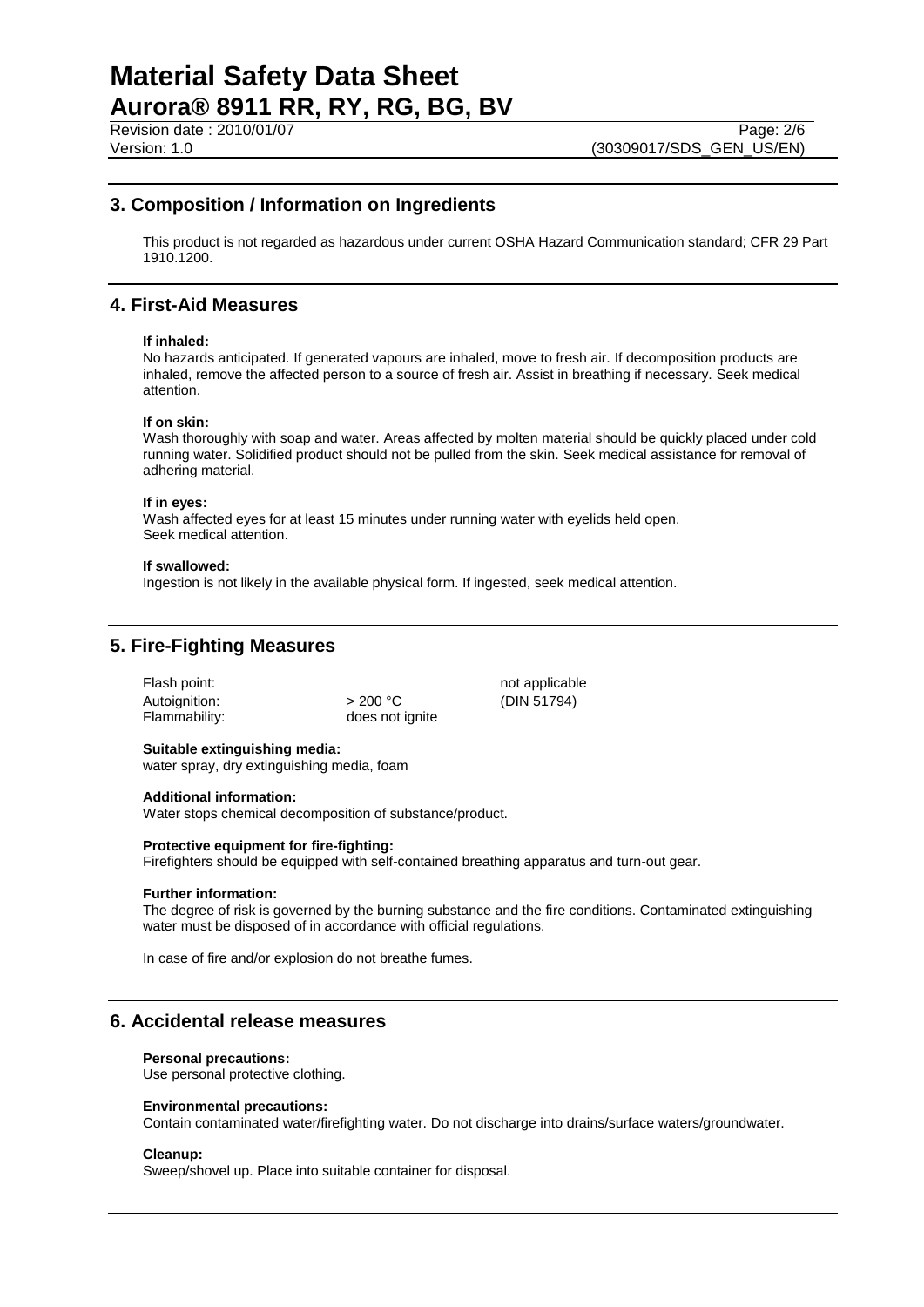## 3. Composition / Information on Ingredients

This product is not regarded as hazardous under current OSHA Hazard Communication standard; CFR 29 Part 1910.1200.

## 4. First-Aid Measures

**If inhaled:**
No hazards anticipated. If generated vapours are inhaled, move to fresh air. If decomposition products are inhaled, remove the affected person to a source of fresh air. Assist in breathing if necessary. Seek medical attention.

**If on skin:**
Wash thoroughly with soap and water. Areas affected by molten material should be quickly placed under cold running water. Solidified product should not be pulled from the skin. Seek medical assistance for removal of adhering material.

**If in eyes:**
Wash affected eyes for at least 15 minutes under running water with eyelids held open.
Seek medical attention.

**If swallowed:**
Ingestion is not likely in the available physical form. If ingested, seek medical attention.

## 5. Fire-Fighting Measures

| | | |
|---|---|---|
| Flash point: | | not applicable |
| Autoignition: | > 200 °C | (DIN 51794) |
| Flammability: | does not ignite | |

**Suitable extinguishing media:**
water spray, dry extinguishing media, foam

**Additional information:**
Water stops chemical decomposition of substance/product.

**Protective equipment for fire-fighting:**
Firefighters should be equipped with self-contained breathing apparatus and turn-out gear.

**Further information:**
The degree of risk is governed by the burning substance and the fire conditions. Contaminated extinguishing water must be disposed of in accordance with official regulations.

In case of fire and/or explosion do not breathe fumes.

## 6. Accidental release measures

**Personal precautions:**
Use personal protective clothing.

**Environmental precautions:**
Contain contaminated water/firefighting water. Do not discharge into drains/surface waters/groundwater.

**Cleanup:**
Sweep/shovel up. Place into suitable container for disposal.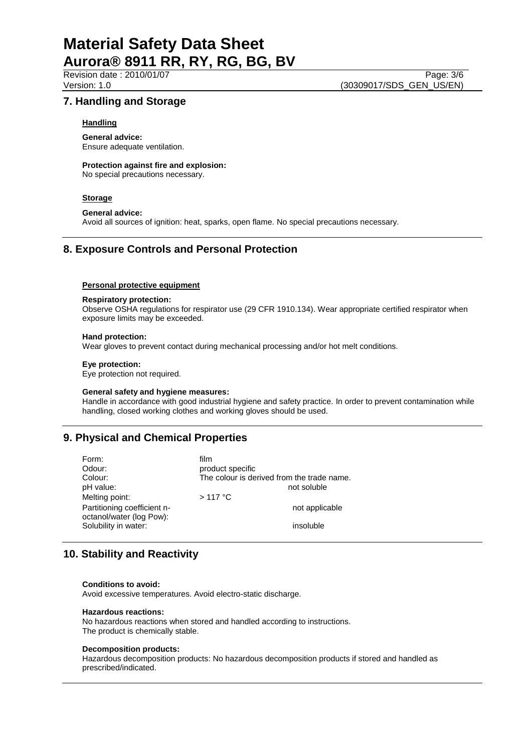## 7. Handling and Storage

### Handling

**General advice:**
Ensure adequate ventilation.

**Protection against fire and explosion:**
No special precautions necessary.

### Storage

**General advice:**
Avoid all sources of ignition: heat, sparks, open flame. No special precautions necessary.

## 8. Exposure Controls and Personal Protection

### Personal protective equipment

**Respiratory protection:**
Observe OSHA regulations for respirator use (29 CFR 1910.134). Wear appropriate certified respirator when exposure limits may be exceeded.

**Hand protection:**
Wear gloves to prevent contact during mechanical processing and/or hot melt conditions.

**Eye protection:**
Eye protection not required.

**General safety and hygiene measures:**
Handle in accordance with good industrial hygiene and safety practice. In order to prevent contamination while handling, closed working clothes and working gloves should be used.

## 9. Physical and Chemical Properties

| | |
|---|---|
| Form: | film |
| Odour: | product specific |
| Colour: | The colour is derived from the trade name. |
| pH value: | not soluble |
| Melting point: | > 117 °C |
| Partitioning coefficient n-octanol/water (log Pow): | not applicable |
| Solubility in water: | insoluble |

## 10. Stability and Reactivity

**Conditions to avoid:**
Avoid excessive temperatures. Avoid electro-static discharge.

**Hazardous reactions:**
No hazardous reactions when stored and handled according to instructions.
The product is chemically stable.

**Decomposition products:**
Hazardous decomposition products: No hazardous decomposition products if stored and handled as prescribed/indicated.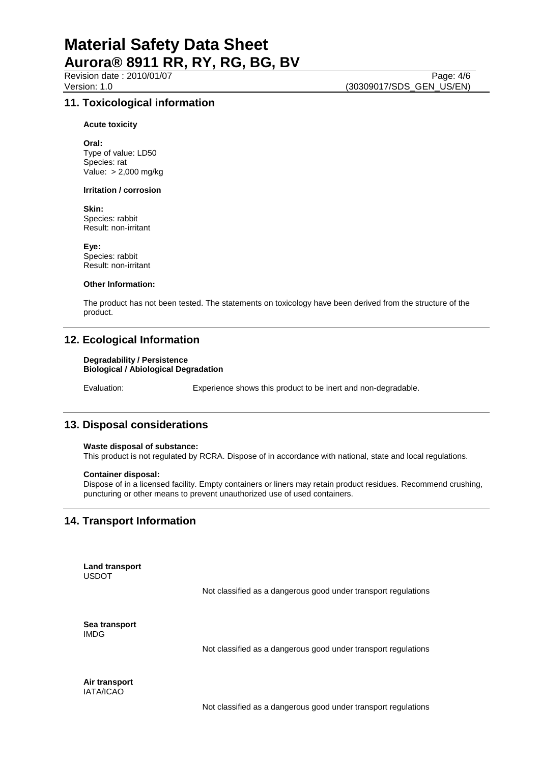## 11. Toxicological information

**Acute toxicity**

**Oral:**
Type of value: LD50
Species: rat
Value: > 2,000 mg/kg

**Irritation / corrosion**

**Skin:**
Species: rabbit
Result: non-irritant

**Eye:**
Species: rabbit
Result: non-irritant

**Other Information:**

The product has not been tested. The statements on toxicology have been derived from the structure of the product.

## 12. Ecological Information

**Degradability / Persistence**
**Biological / Abiological Degradation**

Evaluation: Experience shows this product to be inert and non-degradable.

## 13. Disposal considerations

**Waste disposal of substance:**
This product is not regulated by RCRA. Dispose of in accordance with national, state and local regulations.

**Container disposal:**
Dispose of in a licensed facility. Empty containers or liners may retain product residues. Recommend crushing, puncturing or other means to prevent unauthorized use of used containers.

## 14. Transport Information

**Land transport**
USDOT

Not classified as a dangerous good under transport regulations

**Sea transport**
IMDG

Not classified as a dangerous good under transport regulations

**Air transport**
IATA/ICAO

Not classified as a dangerous good under transport regulations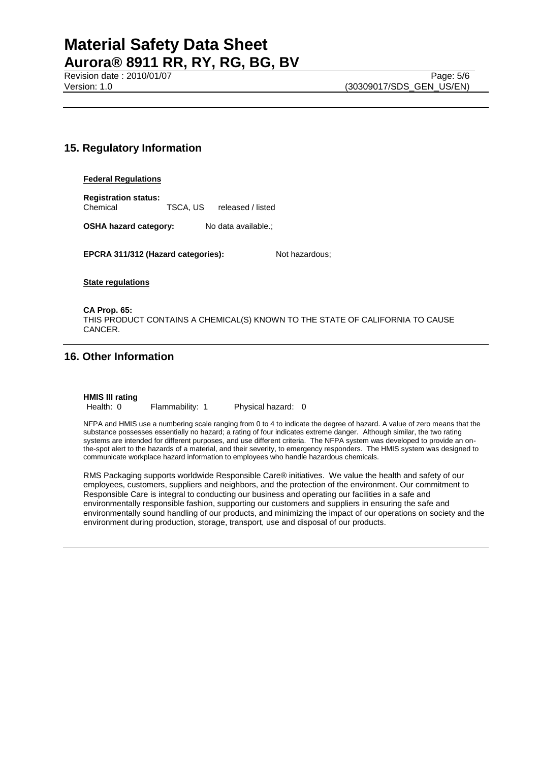## 15. Regulatory Information

**Federal Regulations**

**Registration status:**

| Chemical | TSCA, US | released / listed |
|---|---|---|

**OSHA hazard category:** No data available.;

**EPCRA 311/312 (Hazard categories):** Not hazardous;

**State regulations**

**CA Prop. 65:**
THIS PRODUCT CONTAINS A CHEMICAL(S) KNOWN TO THE STATE OF CALIFORNIA TO CAUSE CANCER.

## 16. Other Information

**HMIS III rating**

| Health: 0 | Flammability: 1 | Physical hazard: 0 |
|---|---|---|

NFPA and HMIS use a numbering scale ranging from 0 to 4 to indicate the degree of hazard. A value of zero means that the substance possesses essentially no hazard; a rating of four indicates extreme danger. Although similar, the two rating systems are intended for different purposes, and use different criteria. The NFPA system was developed to provide an on-the-spot alert to the hazards of a material, and their severity, to emergency responders. The HMIS system was designed to communicate workplace hazard information to employees who handle hazardous chemicals.

RMS Packaging supports worldwide Responsible Care® initiatives. We value the health and safety of our employees, customers, suppliers and neighbors, and the protection of the environment. Our commitment to Responsible Care is integral to conducting our business and operating our facilities in a safe and environmentally responsible fashion, supporting our customers and suppliers in ensuring the safe and environmentally sound handling of our products, and minimizing the impact of our operations on society and the environment during production, storage, transport, use and disposal of our products.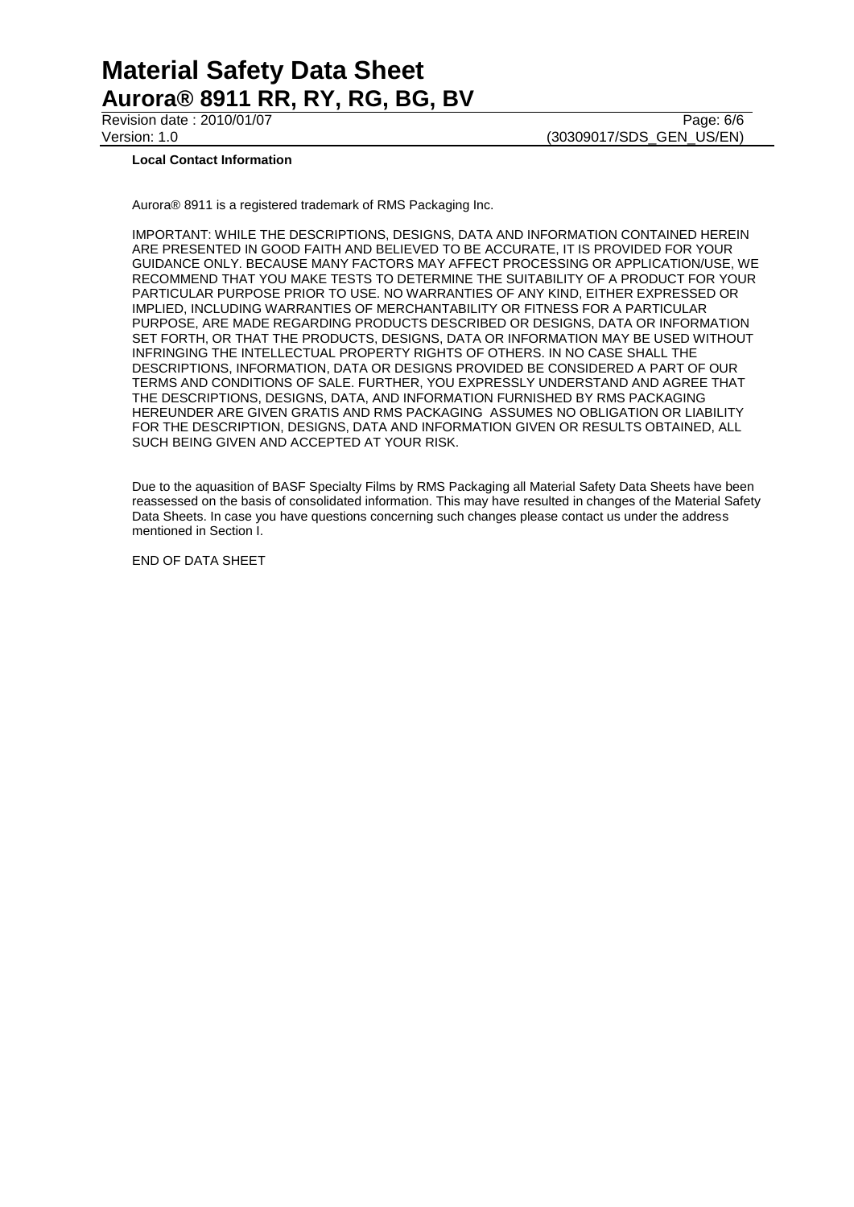**Local Contact Information**

Aurora® 8911 is a registered trademark of RMS Packaging Inc.

IMPORTANT: WHILE THE DESCRIPTIONS, DESIGNS, DATA AND INFORMATION CONTAINED HEREIN ARE PRESENTED IN GOOD FAITH AND BELIEVED TO BE ACCURATE, IT IS PROVIDED FOR YOUR GUIDANCE ONLY. BECAUSE MANY FACTORS MAY AFFECT PROCESSING OR APPLICATION/USE, WE RECOMMEND THAT YOU MAKE TESTS TO DETERMINE THE SUITABILITY OF A PRODUCT FOR YOUR PARTICULAR PURPOSE PRIOR TO USE. NO WARRANTIES OF ANY KIND, EITHER EXPRESSED OR IMPLIED, INCLUDING WARRANTIES OF MERCHANTABILITY OR FITNESS FOR A PARTICULAR PURPOSE, ARE MADE REGARDING PRODUCTS DESCRIBED OR DESIGNS, DATA OR INFORMATION SET FORTH, OR THAT THE PRODUCTS, DESIGNS, DATA OR INFORMATION MAY BE USED WITHOUT INFRINGING THE INTELLECTUAL PROPERTY RIGHTS OF OTHERS. IN NO CASE SHALL THE DESCRIPTIONS, INFORMATION, DATA OR DESIGNS PROVIDED BE CONSIDERED A PART OF OUR TERMS AND CONDITIONS OF SALE. FURTHER, YOU EXPRESSLY UNDERSTAND AND AGREE THAT THE DESCRIPTIONS, DESIGNS, DATA, AND INFORMATION FURNISHED BY RMS PACKAGING HEREUNDER ARE GIVEN GRATIS AND RMS PACKAGING ASSUMES NO OBLIGATION OR LIABILITY FOR THE DESCRIPTION, DESIGNS, DATA AND INFORMATION GIVEN OR RESULTS OBTAINED, ALL SUCH BEING GIVEN AND ACCEPTED AT YOUR RISK.

Due to the aquasition of BASF Specialty Films by RMS Packaging all Material Safety Data Sheets have been reassessed on the basis of consolidated information. This may have resulted in changes of the Material Safety Data Sheets. In case you have questions concerning such changes please contact us under the address mentioned in Section I.

END OF DATA SHEET